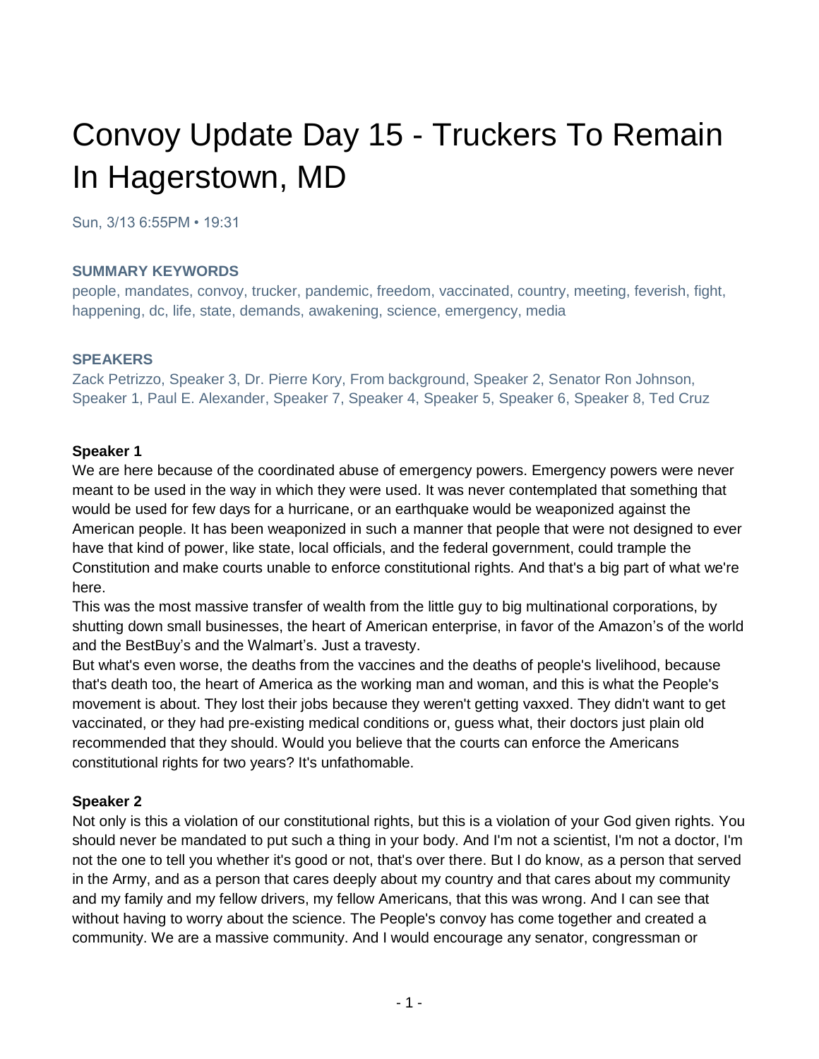# Convoy Update Day 15 - Truckers To Remain In Hagerstown, MD

Sun, 3/13 6:55PM • 19:31

### SUMMARY KEYWORDS

people, mandates, convoy, trucker, pandemic, freedom, vaccinated, country, meeting, feverish, fight, happening, dc, life, state, demands, awakening, science, emergency, media

### SPEAKERS

Zack Petrizzo, Speaker 3, Dr. Pierre Kory, From background, Speaker 2, Senator Ron Johnson, Speaker 1, Paul E. Alexander, Speaker 7, Speaker 4, Speaker 5, Speaker 6, Speaker 8, Ted Cruz

**Speaker 1**

We are here because of the coordinated abuse of emergency powers. Emergency powers were never meant to be used in the way in which they were used. It was never contemplated that something that would be used for few days for a hurricane, or an earthquake would be weaponized against the American people. It has been weaponized in such a manner that people that were not designed to ever have that kind of power, like state, local officials, and the federal government, could trample the Constitution and make courts unable to enforce constitutional rights. And that's a big part of what we're here.

This was the most massive transfer of wealth from the little guy to big multinational corporations, by shutting down small businesses, the heart of American enterprise, in favor of the Amazon's of the world and the BestBuy's and the Walmart's. Just a travesty.

But what's even worse, the deaths from the vaccines and the deaths of people's livelihood, because that's death too, the heart of America as the working man and woman, and this is what the People's movement is about. They lost their jobs because they weren't getting vaxxed. They didn't want to get vaccinated, or they had pre-existing medical conditions or, guess what, their doctors just plain old recommended that they should. Would you believe that the courts can enforce the Americans constitutional rights for two years? It's unfathomable.

**Speaker 2**

Not only is this a violation of our constitutional rights, but this is a violation of your God given rights. You should never be mandated to put such a thing in your body. And I'm not a scientist, I'm not a doctor, I'm not the one to tell you whether it's good or not, that's over there. But I do know, as a person that served in the Army, and as a person that cares deeply about my country and that cares about my community and my family and my fellow drivers, my fellow Americans, that this was wrong. And I can see that without having to worry about the science. The People's convoy has come together and created a community. We are a massive community. And I would encourage any senator, congressman or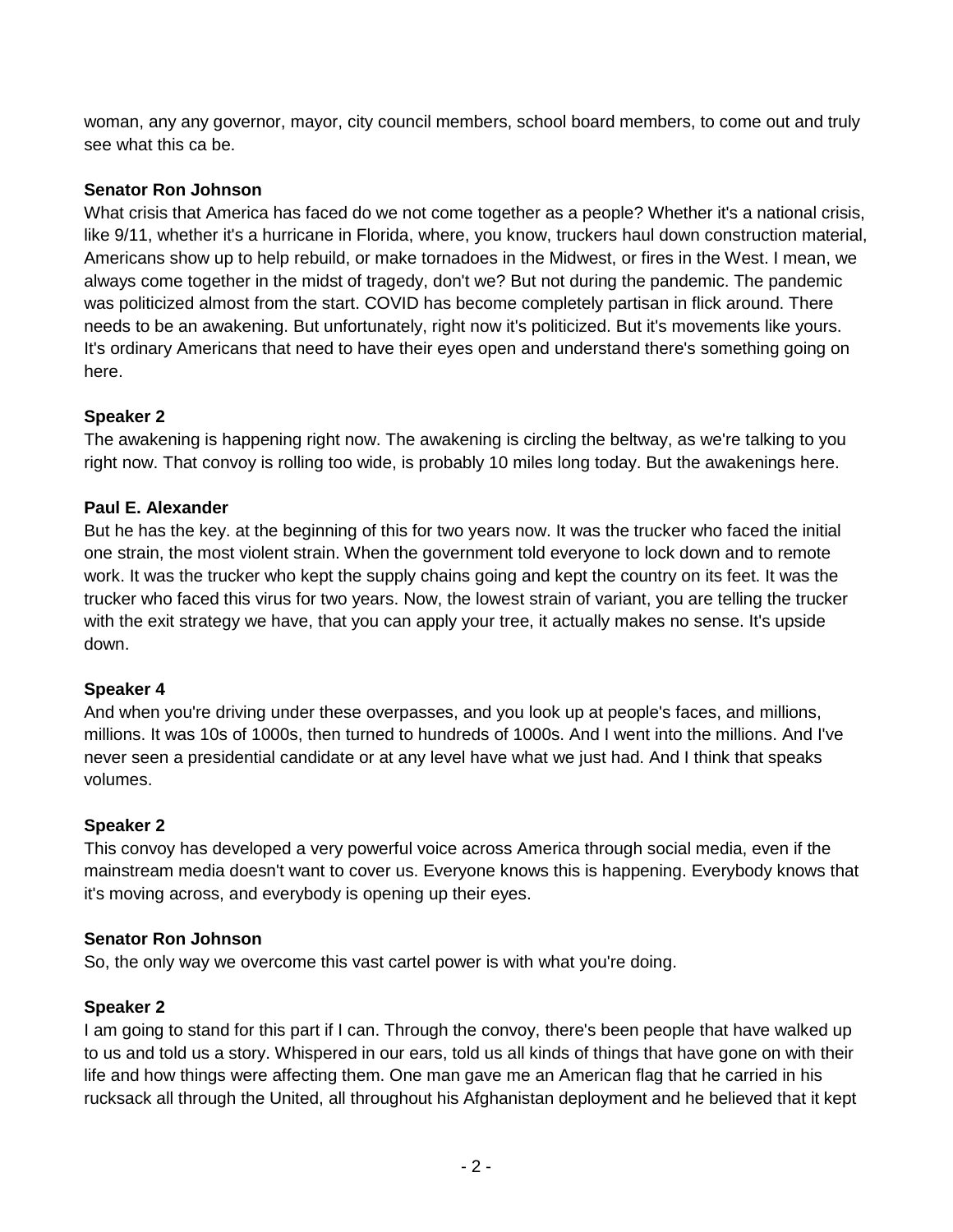woman, any any governor, mayor, city council members, school board members, to come out and truly see what this ca be.

**Senator Ron Johnson**

What crisis that America has faced do we not come together as a people? Whether it's a national crisis, like 9/11, whether it's a hurricane in Florida, where, you know, truckers haul down construction material, Americans show up to help rebuild, or make tornadoes in the Midwest, or fires in the West. I mean, we always come together in the midst of tragedy, don't we? But not during the pandemic. The pandemic was politicized almost from the start. COVID has become completely partisan in flick around. There needs to be an awakening. But unfortunately, right now it's politicized. But it's movements like yours. It's ordinary Americans that need to have their eyes open and understand there's something going on here.

**Speaker 2**

The awakening is happening right now. The awakening is circling the beltway, as we're talking to you right now. That convoy is rolling too wide, is probably 10 miles long today. But the awakenings here.

**Paul E. Alexander**

But he has the key. at the beginning of this for two years now. It was the trucker who faced the initial one strain, the most violent strain. When the government told everyone to lock down and to remote work. It was the trucker who kept the supply chains going and kept the country on its feet. It was the trucker who faced this virus for two years. Now, the lowest strain of variant, you are telling the trucker with the exit strategy we have, that you can apply your tree, it actually makes no sense. It's upside down.

**Speaker 4**

And when you're driving under these overpasses, and you look up at people's faces, and millions, millions. It was 10s of 1000s, then turned to hundreds of 1000s. And I went into the millions. And I've never seen a presidential candidate or at any level have what we just had. And I think that speaks volumes.

**Speaker 2**

This convoy has developed a very powerful voice across America through social media, even if the mainstream media doesn't want to cover us. Everyone knows this is happening. Everybody knows that it's moving across, and everybody is opening up their eyes.

**Senator Ron Johnson**

So, the only way we overcome this vast cartel power is with what you're doing.

**Speaker 2**

I am going to stand for this part if I can. Through the convoy, there's been people that have walked up to us and told us a story. Whispered in our ears, told us all kinds of things that have gone on with their life and how things were affecting them. One man gave me an American flag that he carried in his rucksack all through the United, all throughout his Afghanistan deployment and he believed that it kept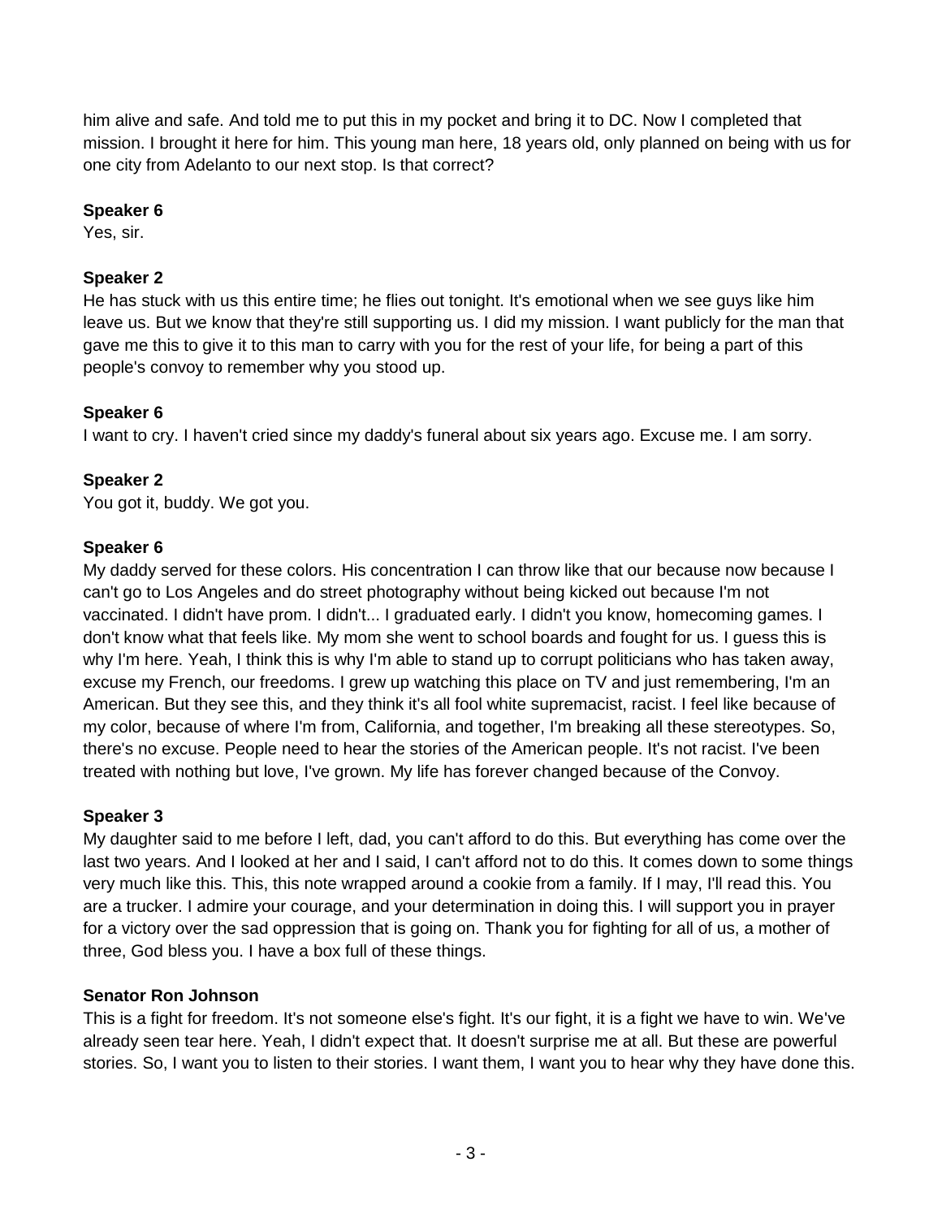him alive and safe. And told me to put this in my pocket and bring it to DC. Now I completed that mission. I brought it here for him. This young man here, 18 years old, only planned on being with us for one city from Adelanto to our next stop. Is that correct?

**Speaker 6**
Yes, sir.

**Speaker 2**
He has stuck with us this entire time; he flies out tonight. It's emotional when we see guys like him leave us. But we know that they're still supporting us. I did my mission. I want publicly for the man that gave me this to give it to this man to carry with you for the rest of your life, for being a part of this people's convoy to remember why you stood up.

**Speaker 6**
I want to cry. I haven't cried since my daddy's funeral about six years ago. Excuse me. I am sorry.

**Speaker 2**
You got it, buddy. We got you.

**Speaker 6**
My daddy served for these colors. His concentration I can throw like that our because now because I can't go to Los Angeles and do street photography without being kicked out because I'm not vaccinated. I didn't have prom. I didn't... I graduated early. I didn't you know, homecoming games. I don't know what that feels like. My mom she went to school boards and fought for us. I guess this is why I'm here. Yeah, I think this is why I'm able to stand up to corrupt politicians who has taken away, excuse my French, our freedoms. I grew up watching this place on TV and just remembering, I'm an American. But they see this, and they think it's all fool white supremacist, racist. I feel like because of my color, because of where I'm from, California, and together, I'm breaking all these stereotypes. So, there's no excuse. People need to hear the stories of the American people. It's not racist. I've been treated with nothing but love, I've grown. My life has forever changed because of the Convoy.

**Speaker 3**
My daughter said to me before I left, dad, you can't afford to do this. But everything has come over the last two years. And I looked at her and I said, I can't afford not to do this. It comes down to some things very much like this. This, this note wrapped around a cookie from a family. If I may, I'll read this. You are a trucker. I admire your courage, and your determination in doing this. I will support you in prayer for a victory over the sad oppression that is going on. Thank you for fighting for all of us, a mother of three, God bless you. I have a box full of these things.

**Senator Ron Johnson**
This is a fight for freedom. It's not someone else's fight. It's our fight, it is a fight we have to win. We've already seen tear here. Yeah, I didn't expect that. It doesn't surprise me at all. But these are powerful stories. So, I want you to listen to their stories. I want them, I want you to hear why they have done this.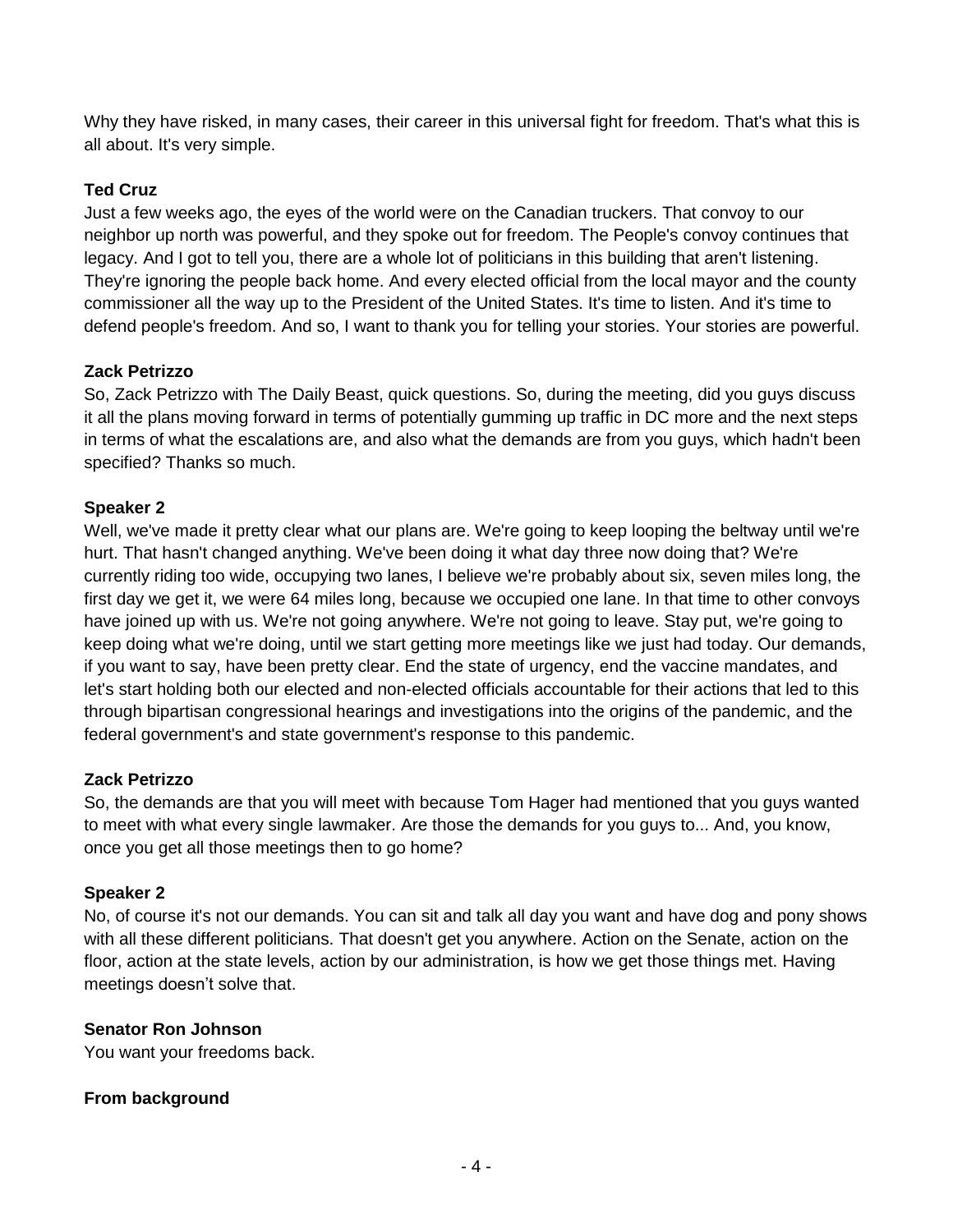Why they have risked, in many cases, their career in this universal fight for freedom. That's what this is all about. It's very simple.

**Ted Cruz**
Just a few weeks ago, the eyes of the world were on the Canadian truckers. That convoy to our neighbor up north was powerful, and they spoke out for freedom. The People's convoy continues that legacy. And I got to tell you, there are a whole lot of politicians in this building that aren't listening. They're ignoring the people back home. And every elected official from the local mayor and the county commissioner all the way up to the President of the United States. It's time to listen. And it's time to defend people's freedom. And so, I want to thank you for telling your stories. Your stories are powerful.

**Zack Petrizzo**
So, Zack Petrizzo with The Daily Beast, quick questions. So, during the meeting, did you guys discuss it all the plans moving forward in terms of potentially gumming up traffic in DC more and the next steps in terms of what the escalations are, and also what the demands are from you guys, which hadn't been specified? Thanks so much.

**Speaker 2**
Well, we've made it pretty clear what our plans are. We're going to keep looping the beltway until we're hurt. That hasn't changed anything. We've been doing it what day three now doing that? We're currently riding too wide, occupying two lanes, I believe we're probably about six, seven miles long, the first day we get it, we were 64 miles long, because we occupied one lane. In that time to other convoys have joined up with us. We're not going anywhere. We're not going to leave. Stay put, we're going to keep doing what we're doing, until we start getting more meetings like we just had today. Our demands, if you want to say, have been pretty clear. End the state of urgency, end the vaccine mandates, and let's start holding both our elected and non-elected officials accountable for their actions that led to this through bipartisan congressional hearings and investigations into the origins of the pandemic, and the federal government's and state government's response to this pandemic.

**Zack Petrizzo**
So, the demands are that you will meet with because Tom Hager had mentioned that you guys wanted to meet with what every single lawmaker. Are those the demands for you guys to... And, you know, once you get all those meetings then to go home?

**Speaker 2**
No, of course it's not our demands. You can sit and talk all day you want and have dog and pony shows with all these different politicians. That doesn't get you anywhere. Action on the Senate, action on the floor, action at the state levels, action by our administration, is how we get those things met. Having meetings doesn't solve that.

**Senator Ron Johnson**
You want your freedoms back.

**From background**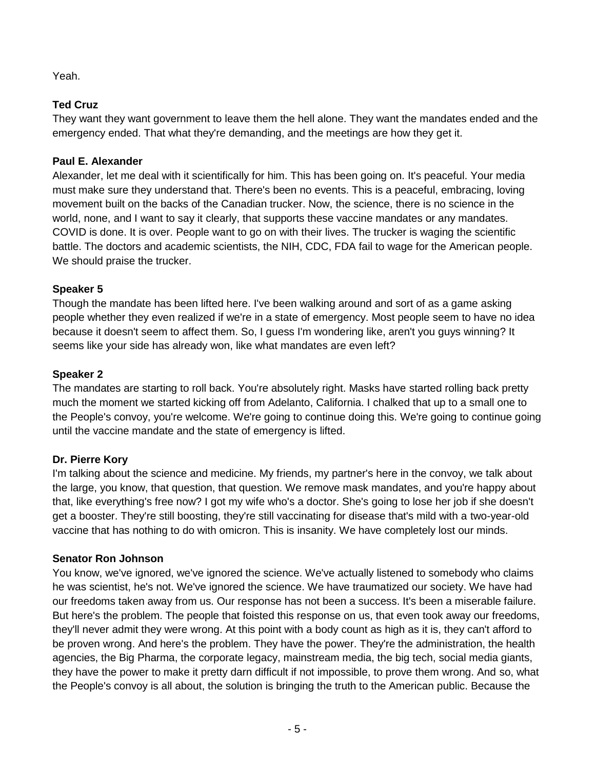Yeah.

**Ted Cruz**

They want they want government to leave them the hell alone. They want the mandates ended and the emergency ended. That what they're demanding, and the meetings are how they get it.

**Paul E. Alexander**

Alexander, let me deal with it scientifically for him. This has been going on. It's peaceful. Your media must make sure they understand that. There's been no events. This is a peaceful, embracing, loving movement built on the backs of the Canadian trucker. Now, the science, there is no science in the world, none, and I want to say it clearly, that supports these vaccine mandates or any mandates. COVID is done. It is over. People want to go on with their lives. The trucker is waging the scientific battle. The doctors and academic scientists, the NIH, CDC, FDA fail to wage for the American people. We should praise the trucker.

**Speaker 5**

Though the mandate has been lifted here. I've been walking around and sort of as a game asking people whether they even realized if we're in a state of emergency. Most people seem to have no idea because it doesn't seem to affect them. So, I guess I'm wondering like, aren't you guys winning? It seems like your side has already won, like what mandates are even left?

**Speaker 2**

The mandates are starting to roll back. You're absolutely right. Masks have started rolling back pretty much the moment we started kicking off from Adelanto, California. I chalked that up to a small one to the People's convoy, you're welcome. We're going to continue doing this. We're going to continue going until the vaccine mandate and the state of emergency is lifted.

**Dr. Pierre Kory**

I'm talking about the science and medicine. My friends, my partner's here in the convoy, we talk about the large, you know, that question, that question. We remove mask mandates, and you're happy about that, like everything's free now? I got my wife who's a doctor. She's going to lose her job if she doesn't get a booster. They're still boosting, they're still vaccinating for disease that's mild with a two-year-old vaccine that has nothing to do with omicron. This is insanity. We have completely lost our minds.

**Senator Ron Johnson**

You know, we've ignored, we've ignored the science. We've actually listened to somebody who claims he was scientist, he's not. We've ignored the science. We have traumatized our society. We have had our freedoms taken away from us. Our response has not been a success. It's been a miserable failure. But here's the problem. The people that foisted this response on us, that even took away our freedoms, they'll never admit they were wrong. At this point with a body count as high as it is, they can't afford to be proven wrong. And here's the problem. They have the power. They're the administration, the health agencies, the Big Pharma, the corporate legacy, mainstream media, the big tech, social media giants, they have the power to make it pretty darn difficult if not impossible, to prove them wrong. And so, what the People's convoy is all about, the solution is bringing the truth to the American public. Because the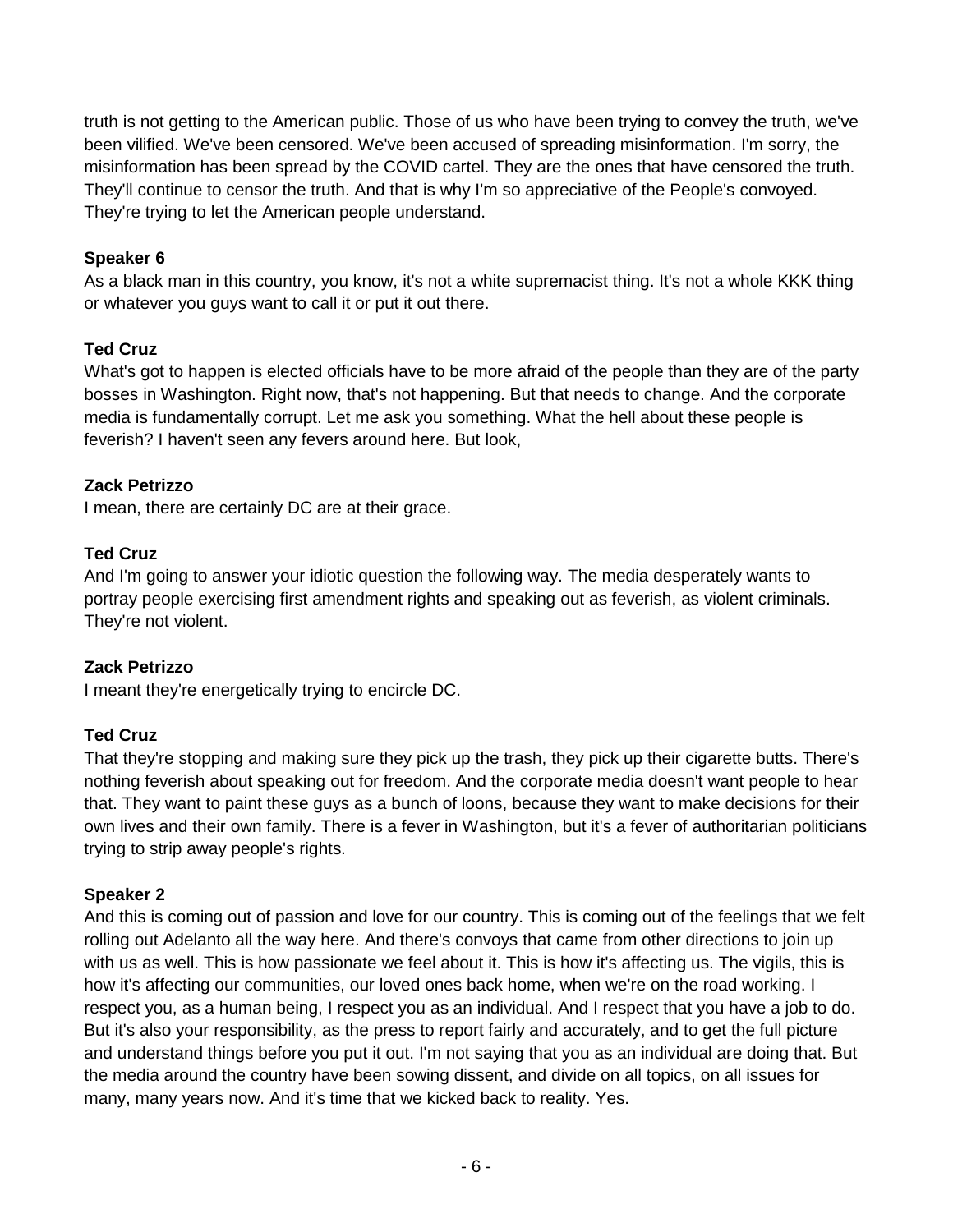truth is not getting to the American public. Those of us who have been trying to convey the truth, we've been vilified. We've been censored. We've been accused of spreading misinformation. I'm sorry, the misinformation has been spread by the COVID cartel. They are the ones that have censored the truth. They'll continue to censor the truth. And that is why I'm so appreciative of the People's convoyed. They're trying to let the American people understand.

**Speaker 6**
As a black man in this country, you know, it's not a white supremacist thing. It's not a whole KKK thing or whatever you guys want to call it or put it out there.

**Ted Cruz**
What's got to happen is elected officials have to be more afraid of the people than they are of the party bosses in Washington. Right now, that's not happening. But that needs to change. And the corporate media is fundamentally corrupt. Let me ask you something. What the hell about these people is feverish? I haven't seen any fevers around here. But look,

**Zack Petrizzo**
I mean, there are certainly DC are at their grace.

**Ted Cruz**
And I'm going to answer your idiotic question the following way. The media desperately wants to portray people exercising first amendment rights and speaking out as feverish, as violent criminals. They're not violent.

**Zack Petrizzo**
I meant they're energetically trying to encircle DC.

**Ted Cruz**
That they're stopping and making sure they pick up the trash, they pick up their cigarette butts. There's nothing feverish about speaking out for freedom. And the corporate media doesn't want people to hear that. They want to paint these guys as a bunch of loons, because they want to make decisions for their own lives and their own family. There is a fever in Washington, but it's a fever of authoritarian politicians trying to strip away people's rights.

**Speaker 2**
And this is coming out of passion and love for our country. This is coming out of the feelings that we felt rolling out Adelanto all the way here. And there's convoys that came from other directions to join up with us as well. This is how passionate we feel about it. This is how it's affecting us. The vigils, this is how it's affecting our communities, our loved ones back home, when we're on the road working. I respect you, as a human being, I respect you as an individual. And I respect that you have a job to do. But it's also your responsibility, as the press to report fairly and accurately, and to get the full picture and understand things before you put it out. I'm not saying that you as an individual are doing that. But the media around the country have been sowing dissent, and divide on all topics, on all issues for many, many years now. And it's time that we kicked back to reality. Yes.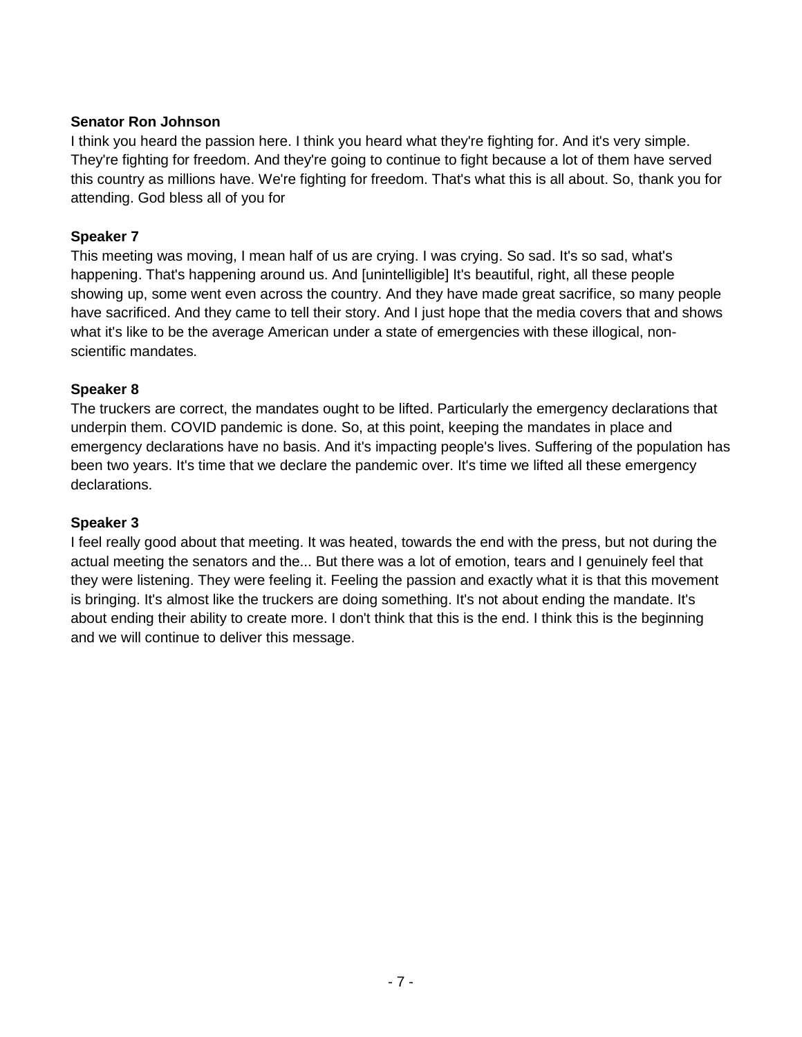**Senator Ron Johnson**
I think you heard the passion here. I think you heard what they're fighting for. And it's very simple. They're fighting for freedom. And they're going to continue to fight because a lot of them have served this country as millions have. We're fighting for freedom. That's what this is all about. So, thank you for attending. God bless all of you for

**Speaker 7**
This meeting was moving, I mean half of us are crying. I was crying. So sad. It's so sad, what's happening. That's happening around us. And [unintelligible] It's beautiful, right, all these people showing up, some went even across the country. And they have made great sacrifice, so many people have sacrificed. And they came to tell their story. And I just hope that the media covers that and shows what it's like to be the average American under a state of emergencies with these illogical, non-scientific mandates.

**Speaker 8**
The truckers are correct, the mandates ought to be lifted. Particularly the emergency declarations that underpin them. COVID pandemic is done. So, at this point, keeping the mandates in place and emergency declarations have no basis. And it's impacting people's lives. Suffering of the population has been two years. It's time that we declare the pandemic over. It's time we lifted all these emergency declarations.

**Speaker 3**
I feel really good about that meeting. It was heated, towards the end with the press, but not during the actual meeting the senators and the... But there was a lot of emotion, tears and I genuinely feel that they were listening. They were feeling it. Feeling the passion and exactly what it is that this movement is bringing. It's almost like the truckers are doing something. It's not about ending the mandate. It's about ending their ability to create more. I don't think that this is the end. I think this is the beginning and we will continue to deliver this message.